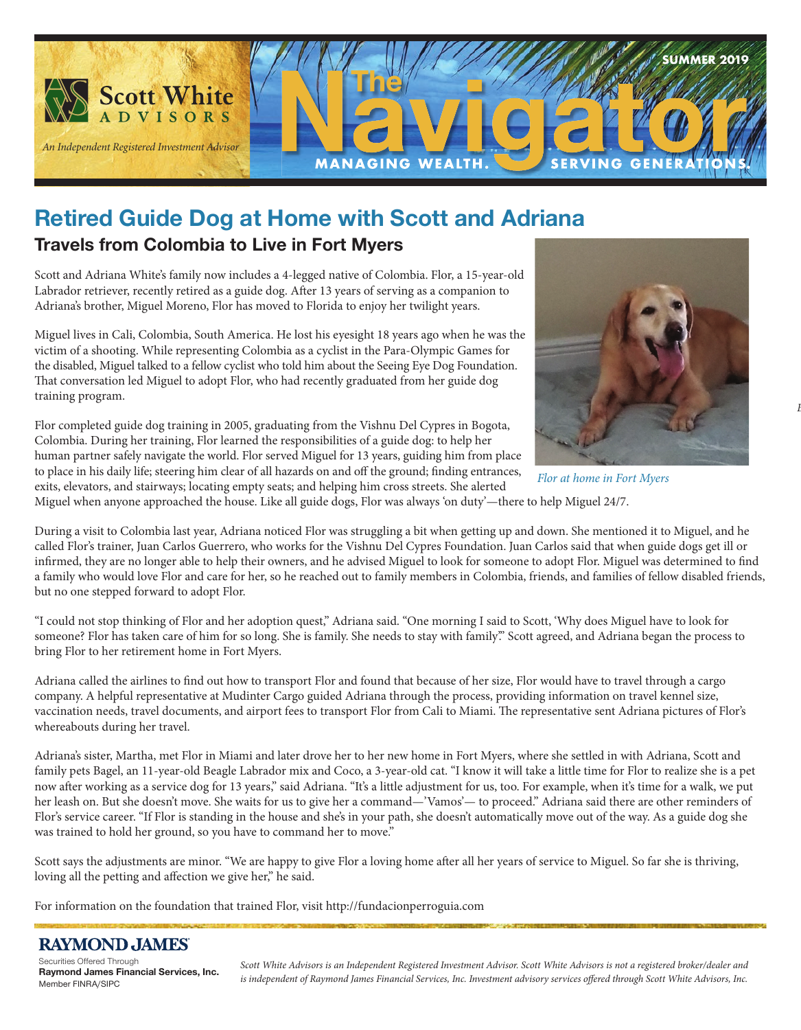Scott White ADVISORS

*An Independent Registered Investment Advisor*

# The Navigator

MANAGING WEALTH. SERVING GENERATIONS.

SUMMER 2019

## Retired Guide Dog at Home with Scott and Adriana

### Travels from Colombia to Live in Fort Myers

Scott and Adriana White's family now includes a 4-legged native of Colombia. Flor, a 15-year-old Labrador retriever, recently retired as a guide dog. After 13 years of serving as a companion to Adriana's brother, Miguel Moreno, Flor has moved to Florida to enjoy her twilight years.

Miguel lives in Cali, Colombia, South America. He lost his eyesight 18 years ago when he was the victim of a shooting. While representing Colombia as a cyclist in the Para-Olympic Games for the disabled, Miguel talked to a fellow cyclist who told him about the Seeing Eye Dog Foundation. That conversation led Miguel to adopt Flor, who had recently graduated from her guide dog training program.

*Flor at home in Fort Myers*

Flor completed guide dog training in 2005, graduating from the Vishnu Del Cypres in Bogota, Colombia. During her training, Flor learned the responsibilities of a guide dog: to help her human partner safely navigate the world. Flor served Miguel for 13 years, guiding him from place to place in his daily life; steering him clear of all hazards on and off the ground; finding entrances, exits, elevators, and stairways; locating empty seats; and helping him cross streets. She alerted Miguel when anyone approached the house. Like all guide dogs, Flor was always 'on duty'—there to help Miguel 24/7.

During a visit to Colombia last year, Adriana noticed Flor was struggling a bit when getting up and down. She mentioned it to Miguel, and he called Flor's trainer, Juan Carlos Guerrero, who works for the Vishnu Del Cypres Foundation. Juan Carlos said that when guide dogs get ill or infirmed, they are no longer able to help their owners, and he advised Miguel to look for someone to adopt Flor. Miguel was determined to find a family who would love Flor and care for her, so he reached out to family members in Colombia, friends, and families of fellow disabled friends, but no one stepped forward to adopt Flor.

"I could not stop thinking of Flor and her adoption quest," Adriana said. "One morning I said to Scott, 'Why does Miguel have to look for someone? Flor has taken care of him for so long. She is family. She needs to stay with family.'" Scott agreed, and Adriana began the process to bring Flor to her retirement home in Fort Myers.

Adriana called the airlines to find out how to transport Flor and found that because of her size, Flor would have to travel through a cargo company. A helpful representative at Mudinter Cargo guided Adriana through the process, providing information on travel kennel size, vaccination needs, travel documents, and airport fees to transport Flor from Cali to Miami. The representative sent Adriana pictures of Flor's whereabouts during her travel.

Adriana's sister, Martha, met Flor in Miami and later drove her to her new home in Fort Myers, where she settled in with Adriana, Scott and family pets Bagel, an 11-year-old Beagle Labrador mix and Coco, a 3-year-old cat. "I know it will take a little time for Flor to realize she is a pet now after working as a service dog for 13 years," said Adriana. "It's a little adjustment for us, too. For example, when it's time for a walk, we put her leash on. But she doesn't move. She waits for us to give her a command—'Vamos'— to proceed." Adriana said there are other reminders of Flor's service career. "If Flor is standing in the house and she's in your path, she doesn't automatically move out of the way. As a guide dog she was trained to hold her ground, so you have to command her to move."

Scott says the adjustments are minor. "We are happy to give Flor a loving home after all her years of service to Miguel. So far she is thriving, loving all the petting and affection we give her," he said.

For information on the foundation that trained Flor, visit http://fundacionperroguia.com

**RAYMOND JAMES**

Securities Offered Through
**Raymond James Financial Services, Inc.**
Member FINRA/SIPC

*Scott White Advisors is an Independent Registered Investment Advisor. Scott White Advisors is not a registered broker/dealer and is independent of Raymond James Financial Services, Inc. Investment advisory services offered through Scott White Advisors, Inc.*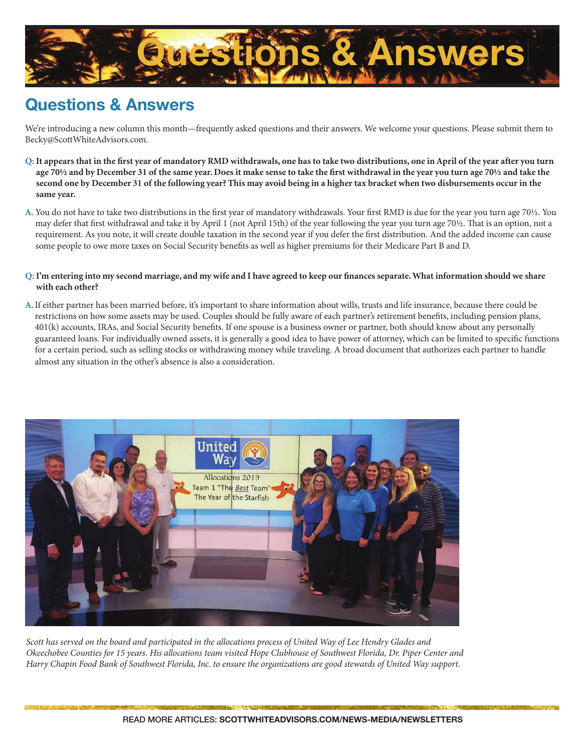# Questions & Answers

## Questions & Answers

We're introducing a new column this month—frequently asked questions and their answers. We welcome your questions. Please submit them to Becky@ScottWhiteAdvisors.com.

**Q: It appears that in the first year of mandatory RMD withdrawals, one has to take two distributions, one in April of the year after you turn age 70½ and by December 31 of the same year. Does it make sense to take the first withdrawal in the year you turn age 70½ and take the second one by December 31 of the following year? This may avoid being in a higher tax bracket when two disbursements occur in the same year.**

**A.** You do not have to take two distributions in the first year of mandatory withdrawals. Your first RMD is due for the year you turn age 70½. You may defer that first withdrawal and take it by April 1 (not April 15th) of the year following the year you turn age 70½. That is an option, not a requirement. As you note, it will create double taxation in the second year if you defer the first distribution. And the added income can cause some people to owe more taxes on Social Security benefits as well as higher premiums for their Medicare Part B and D.

**Q: I'm entering into my second marriage, and my wife and I have agreed to keep our finances separate. What information should we share with each other?**

**A.** If either partner has been married before, it's important to share information about wills, trusts and life insurance, because there could be restrictions on how some assets may be used. Couples should be fully aware of each partner's retirement benefits, including pension plans, 401(k) accounts, IRAs, and Social Security benefits. If one spouse is a business owner or partner, both should know about any personally guaranteed loans. For individually owned assets, it is generally a good idea to have power of attorney, which can be limited to specific functions for a certain period, such as selling stocks or withdrawing money while traveling. A broad document that authorizes each partner to handle almost any situation in the other's absence is also a consideration.

*Scott has served on the board and participated in the allocations process of United Way of Lee Hendry Glades and Okeechobee Counties for 15 years. His allocations team visited Hope Clubhouse of Southwest Florida, Dr. Piper Center and Harry Chapin Food Bank of Southwest Florida, Inc. to ensure the organizations are good stewards of United Way support.*

READ MORE ARTICLES: **SCOTTWHITEADVISORS.COM/NEWS-MEDIA/NEWSLETTERS**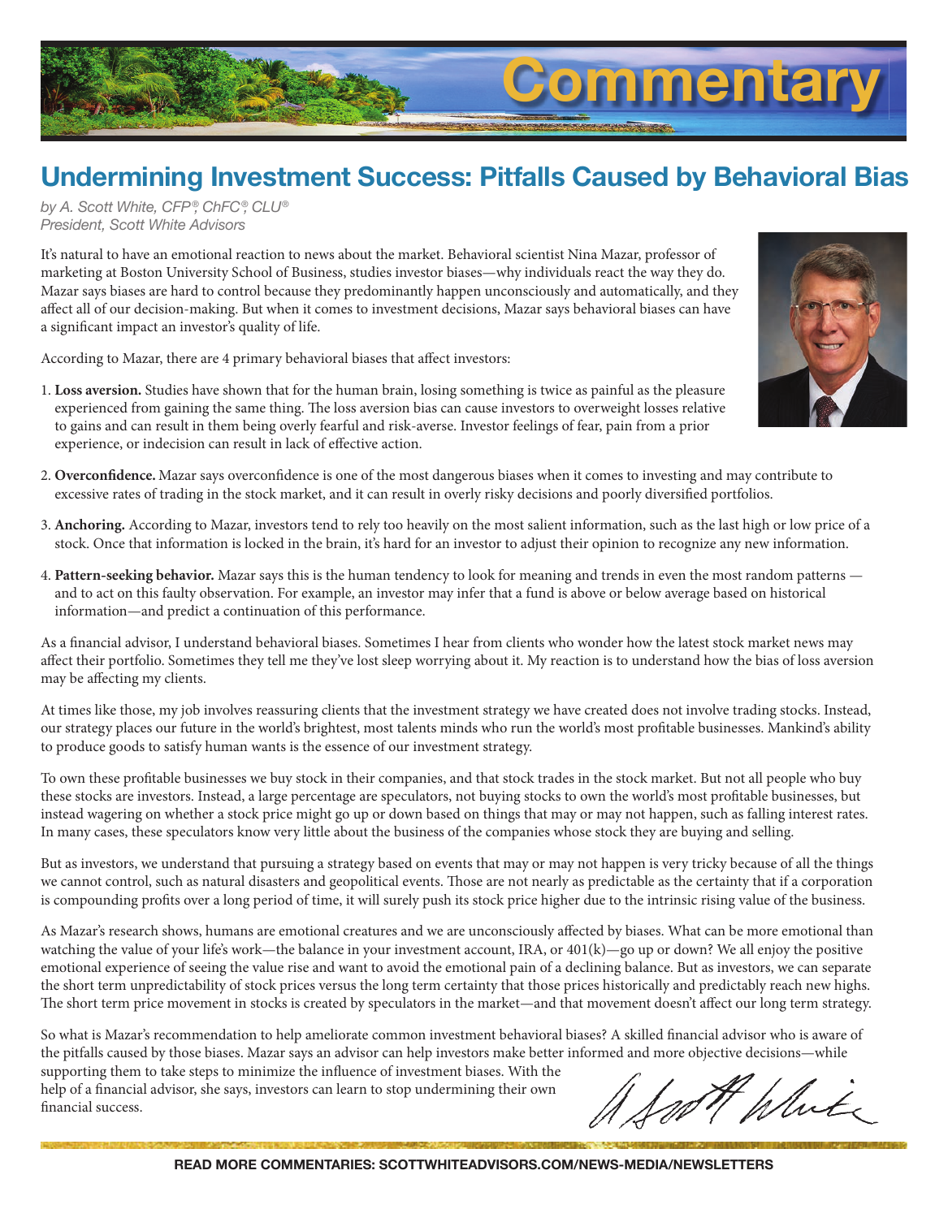# Commentary

## Undermining Investment Success: Pitfalls Caused by Behavioral Bias

*by A. Scott White, CFP®, ChFC®, CLU®*
*President, Scott White Advisors*

It's natural to have an emotional reaction to news about the market. Behavioral scientist Nina Mazar, professor of marketing at Boston University School of Business, studies investor biases—why individuals react the way they do. Mazar says biases are hard to control because they predominantly happen unconsciously and automatically, and they affect all of our decision-making. But when it comes to investment decisions, Mazar says behavioral biases can have a significant impact an investor's quality of life.

According to Mazar, there are 4 primary behavioral biases that affect investors:

1. **Loss aversion.** Studies have shown that for the human brain, losing something is twice as painful as the pleasure experienced from gaining the same thing. The loss aversion bias can cause investors to overweight losses relative to gains and can result in them being overly fearful and risk-averse. Investor feelings of fear, pain from a prior experience, or indecision can result in lack of effective action.

2. **Overconfidence.** Mazar says overconfidence is one of the most dangerous biases when it comes to investing and may contribute to excessive rates of trading in the stock market, and it can result in overly risky decisions and poorly diversified portfolios.

3. **Anchoring.** According to Mazar, investors tend to rely too heavily on the most salient information, such as the last high or low price of a stock. Once that information is locked in the brain, it's hard for an investor to adjust their opinion to recognize any new information.

4. **Pattern-seeking behavior.** Mazar says this is the human tendency to look for meaning and trends in even the most random patterns — and to act on this faulty observation. For example, an investor may infer that a fund is above or below average based on historical information—and predict a continuation of this performance.

As a financial advisor, I understand behavioral biases. Sometimes I hear from clients who wonder how the latest stock market news may affect their portfolio. Sometimes they tell me they've lost sleep worrying about it. My reaction is to understand how the bias of loss aversion may be affecting my clients.

At times like those, my job involves reassuring clients that the investment strategy we have created does not involve trading stocks. Instead, our strategy places our future in the world's brightest, most talents minds who run the world's most profitable businesses. Mankind's ability to produce goods to satisfy human wants is the essence of our investment strategy.

To own these profitable businesses we buy stock in their companies, and that stock trades in the stock market. But not all people who buy these stocks are investors. Instead, a large percentage are speculators, not buying stocks to own the world's most profitable businesses, but instead wagering on whether a stock price might go up or down based on things that may or may not happen, such as falling interest rates. In many cases, these speculators know very little about the business of the companies whose stock they are buying and selling.

But as investors, we understand that pursuing a strategy based on events that may or may not happen is very tricky because of all the things we cannot control, such as natural disasters and geopolitical events. Those are not nearly as predictable as the certainty that if a corporation is compounding profits over a long period of time, it will surely push its stock price higher due to the intrinsic rising value of the business.

As Mazar's research shows, humans are emotional creatures and we are unconsciously affected by biases. What can be more emotional than watching the value of your life's work—the balance in your investment account, IRA, or 401(k)—go up or down? We all enjoy the positive emotional experience of seeing the value rise and want to avoid the emotional pain of a declining balance. But as investors, we can separate the short term unpredictability of stock prices versus the long term certainty that those prices historically and predictably reach new highs. The short term price movement in stocks is created by speculators in the market—and that movement doesn't affect our long term strategy.

So what is Mazar's recommendation to help ameliorate common investment behavioral biases? A skilled financial advisor who is aware of the pitfalls caused by those biases. Mazar says an advisor can help investors make better informed and more objective decisions—while supporting them to take steps to minimize the influence of investment biases. With the help of a financial advisor, she says, investors can learn to stop undermining their own financial success.

A Scott White

**READ MORE COMMENTARIES: SCOTTWHITEADVISORS.COM/NEWS-MEDIA/NEWSLETTERS**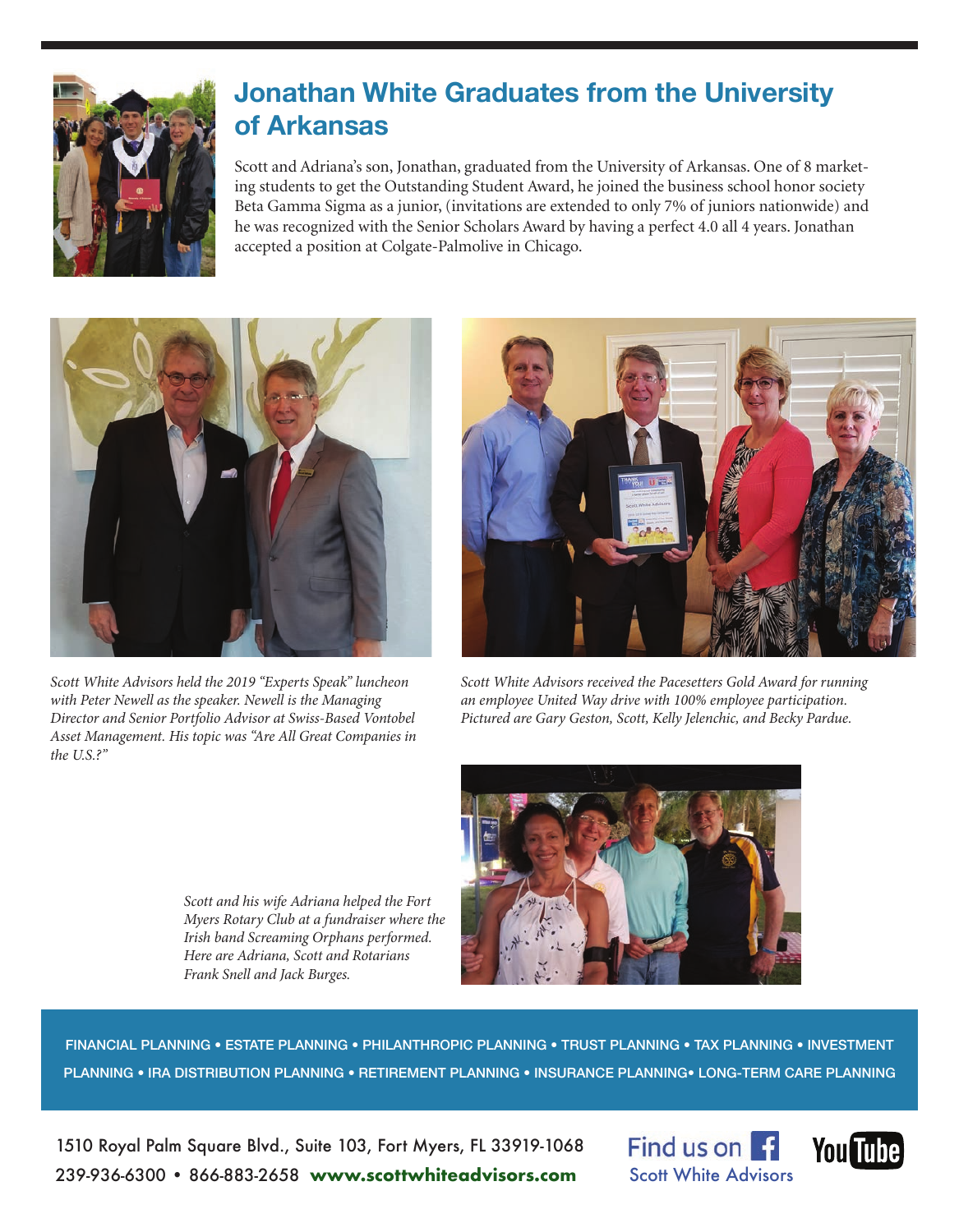## Jonathan White Graduates from the University of Arkansas

Scott and Adriana's son, Jonathan, graduated from the University of Arkansas. One of 8 marketing students to get the Outstanding Student Award, he joined the business school honor society Beta Gamma Sigma as a junior, (invitations are extended to only 7% of juniors nationwide) and he was recognized with the Senior Scholars Award by having a perfect 4.0 all 4 years. Jonathan accepted a position at Colgate-Palmolive in Chicago.

*Scott White Advisors held the 2019 "Experts Speak" luncheon with Peter Newell as the speaker. Newell is the Managing Director and Senior Portfolio Advisor at Swiss-Based Vontobel Asset Management. His topic was "Are All Great Companies in the U.S.?"*

*Scott White Advisors received the Pacesetters Gold Award for running an employee United Way drive with 100% employee participation. Pictured are Gary Geston, Scott, Kelly Jelenchic, and Becky Pardue.*

*Scott and his wife Adriana helped the Fort Myers Rotary Club at a fundraiser where the Irish band Screaming Orphans performed. Here are Adriana, Scott and Rotarians Frank Snell and Jack Burges.*

FINANCIAL PLANNING • ESTATE PLANNING • PHILANTHROPIC PLANNING • TRUST PLANNING • TAX PLANNING • INVESTMENT PLANNING • IRA DISTRIBUTION PLANNING • RETIREMENT PLANNING • INSURANCE PLANNING• LONG-TERM CARE PLANNING

1510 Royal Palm Square Blvd., Suite 103, Fort Myers, FL 33919-1068
239-936-6300 • 866-883-2658 **www.scottwhiteadvisors.com**

Find us on Scott White Advisors

YouTube